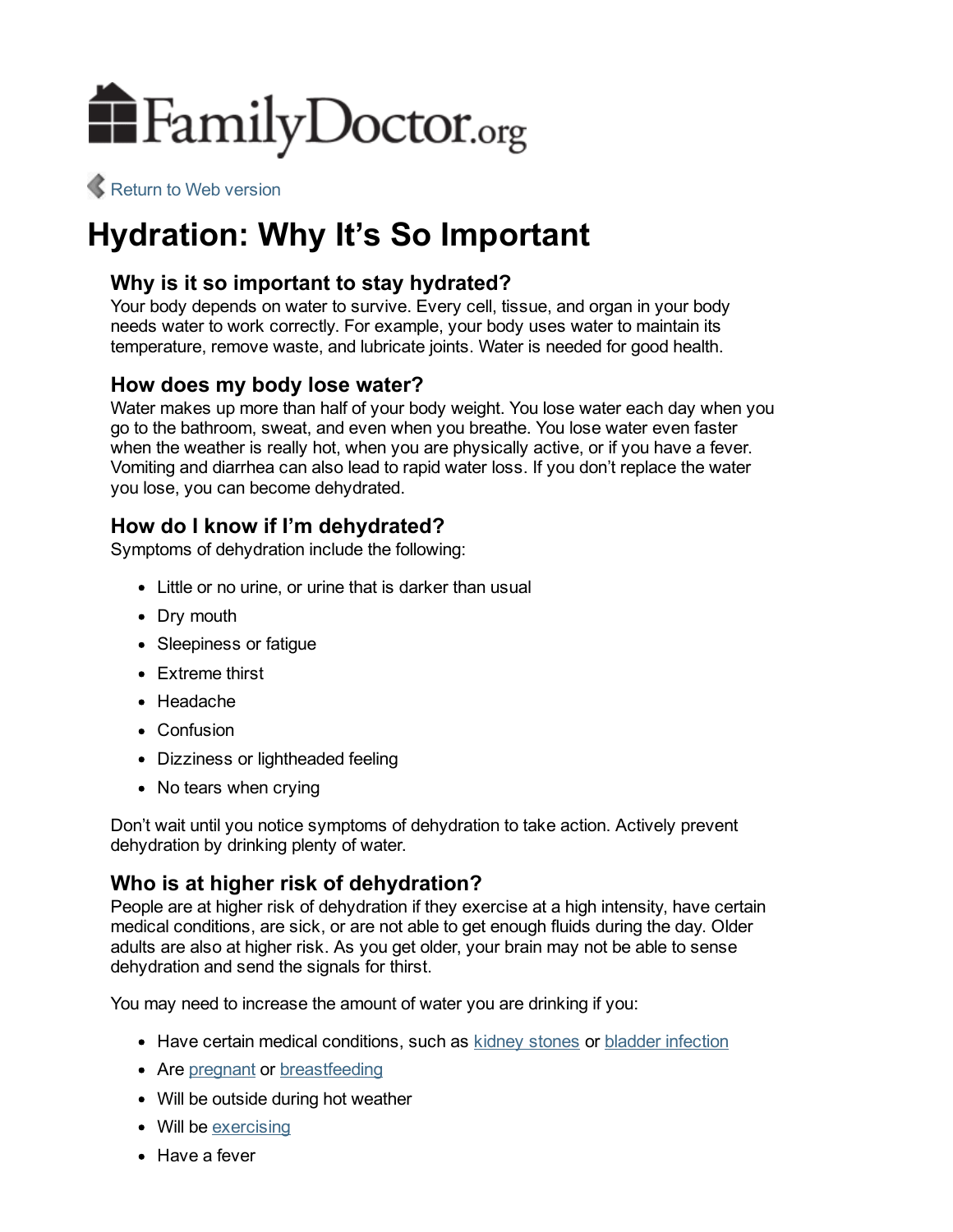FamilyDoctor.org

Return to Web version

# Hydration: Why It's So Important

## Why is it so important to stay hydrated?

Your body depends on water to survive. Every cell, tissue, and organ in your body needs water to work correctly. For example, your body uses water to maintain its temperature, remove waste, and lubricate joints. Water is needed for good health.

## How does my body lose water?

Water makes up more than half of your body weight. You lose water each day when you go to the bathroom, sweat, and even when you breathe. You lose water even faster when the weather is really hot, when you are physically active, or if you have a fever. Vomiting and diarrhea can also lead to rapid water loss. If you don't replace the water you lose, you can become dehydrated.

## How do I know if I'm dehydrated?

Symptoms of dehydration include the following:

- Little or no urine, or urine that is darker than usual
- Dry mouth
- Sleepiness or fatigue
- Extreme thirst
- Headache
- Confusion
- Dizziness or lightheaded feeling
- No tears when crying

Don't wait until you notice symptoms of dehydration to take action. Actively prevent dehydration by drinking plenty of water.

## Who is at higher risk of dehydration?

People are at higher risk of dehydration if they exercise at a high intensity, have certain medical conditions, are sick, or are not able to get enough fluids during the day. Older adults are also at higher risk. As you get older, your brain may not be able to sense dehydration and send the signals for thirst.

You may need to increase the amount of water you are drinking if you:

- Have certain medical conditions, such as kidney stones or bladder infection
- Are pregnant or breastfeeding
- Will be outside during hot weather
- Will be exercising
- Have a fever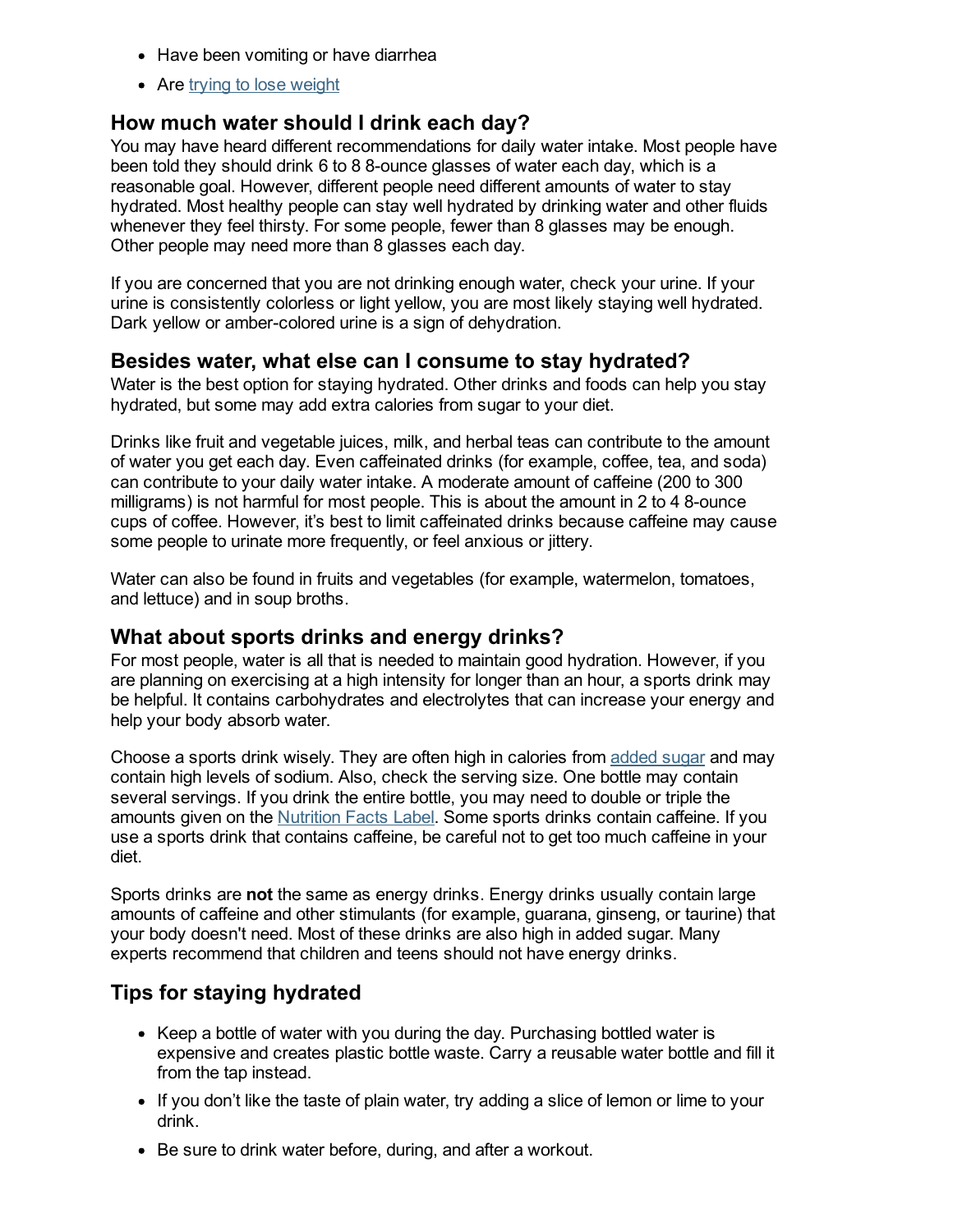- Have been vomiting or have diarrhea
- Are [trying to lose weight]

## How much water should I drink each day?

You may have heard different recommendations for daily water intake. Most people have been told they should drink 6 to 8 8-ounce glasses of water each day, which is a reasonable goal. However, different people need different amounts of water to stay hydrated. Most healthy people can stay well hydrated by drinking water and other fluids whenever they feel thirsty. For some people, fewer than 8 glasses may be enough. Other people may need more than 8 glasses each day.

If you are concerned that you are not drinking enough water, check your urine. If your urine is consistently colorless or light yellow, you are most likely staying well hydrated. Dark yellow or amber-colored urine is a sign of dehydration.

## Besides water, what else can I consume to stay hydrated?

Water is the best option for staying hydrated. Other drinks and foods can help you stay hydrated, but some may add extra calories from sugar to your diet.

Drinks like fruit and vegetable juices, milk, and herbal teas can contribute to the amount of water you get each day. Even caffeinated drinks (for example, coffee, tea, and soda) can contribute to your daily water intake. A moderate amount of caffeine (200 to 300 milligrams) is not harmful for most people. This is about the amount in 2 to 4 8-ounce cups of coffee. However, it's best to limit caffeinated drinks because caffeine may cause some people to urinate more frequently, or feel anxious or jittery.

Water can also be found in fruits and vegetables (for example, watermelon, tomatoes, and lettuce) and in soup broths.

## What about sports drinks and energy drinks?

For most people, water is all that is needed to maintain good hydration. However, if you are planning on exercising at a high intensity for longer than an hour, a sports drink may be helpful. It contains carbohydrates and electrolytes that can increase your energy and help your body absorb water.

Choose a sports drink wisely. They are often high in calories from [added sugar] and may contain high levels of sodium. Also, check the serving size. One bottle may contain several servings. If you drink the entire bottle, you may need to double or triple the amounts given on the [Nutrition Facts Label]. Some sports drinks contain caffeine. If you use a sports drink that contains caffeine, be careful not to get too much caffeine in your diet.

Sports drinks are **not** the same as energy drinks. Energy drinks usually contain large amounts of caffeine and other stimulants (for example, guarana, ginseng, or taurine) that your body doesn't need. Most of these drinks are also high in added sugar. Many experts recommend that children and teens should not have energy drinks.

## Tips for staying hydrated

- Keep a bottle of water with you during the day. Purchasing bottled water is expensive and creates plastic bottle waste. Carry a reusable water bottle and fill it from the tap instead.
- If you don't like the taste of plain water, try adding a slice of lemon or lime to your drink.
- Be sure to drink water before, during, and after a workout.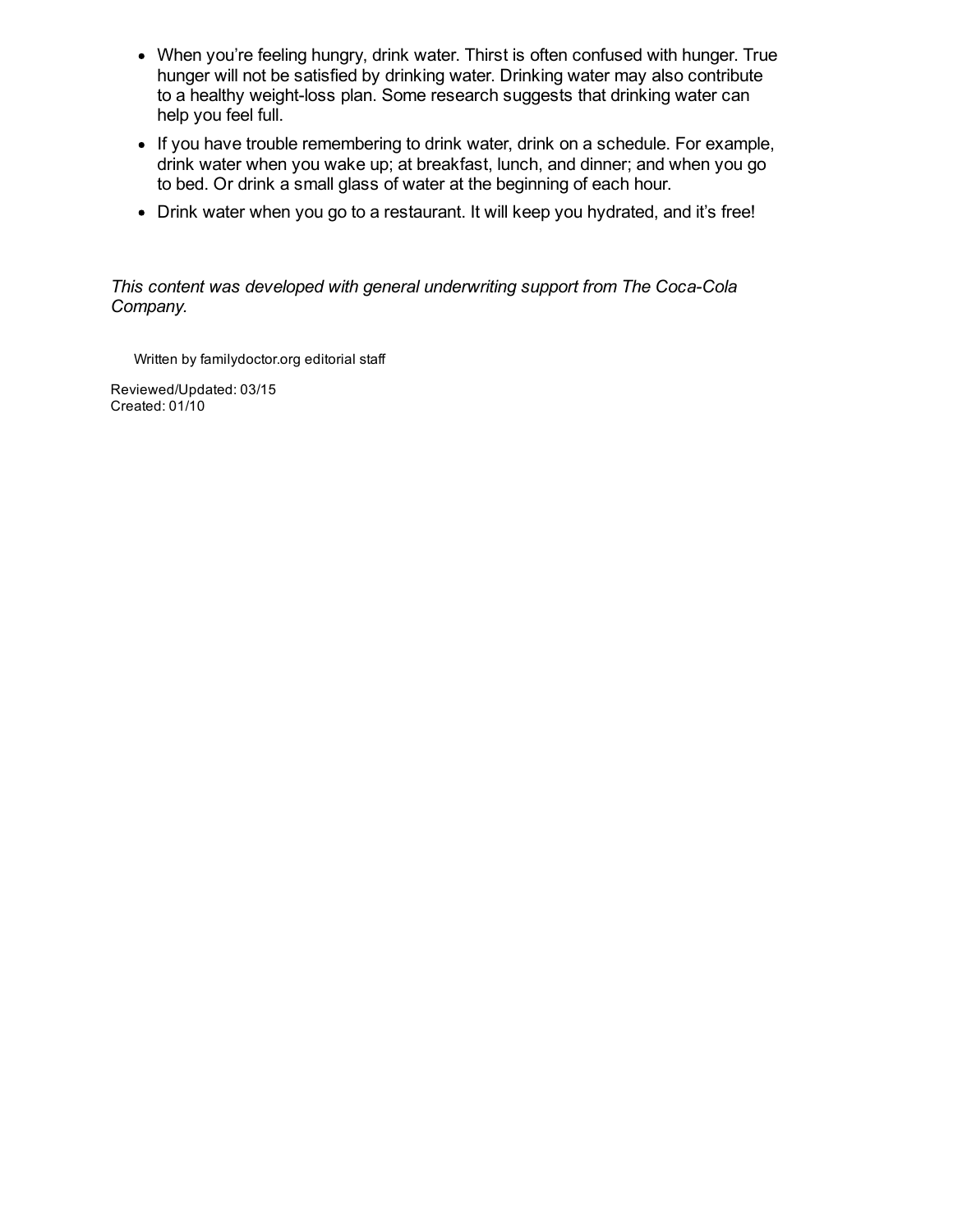- When you're feeling hungry, drink water. Thirst is often confused with hunger. True hunger will not be satisfied by drinking water. Drinking water may also contribute to a healthy weight-loss plan. Some research suggests that drinking water can help you feel full.
- If you have trouble remembering to drink water, drink on a schedule. For example, drink water when you wake up; at breakfast, lunch, and dinner; and when you go to bed. Or drink a small glass of water at the beginning of each hour.
- Drink water when you go to a restaurant. It will keep you hydrated, and it's free!

*This content was developed with general underwriting support from The Coca-Cola Company.*

Written by familydoctor.org editorial staff

Reviewed/Updated: 03/15
Created: 01/10